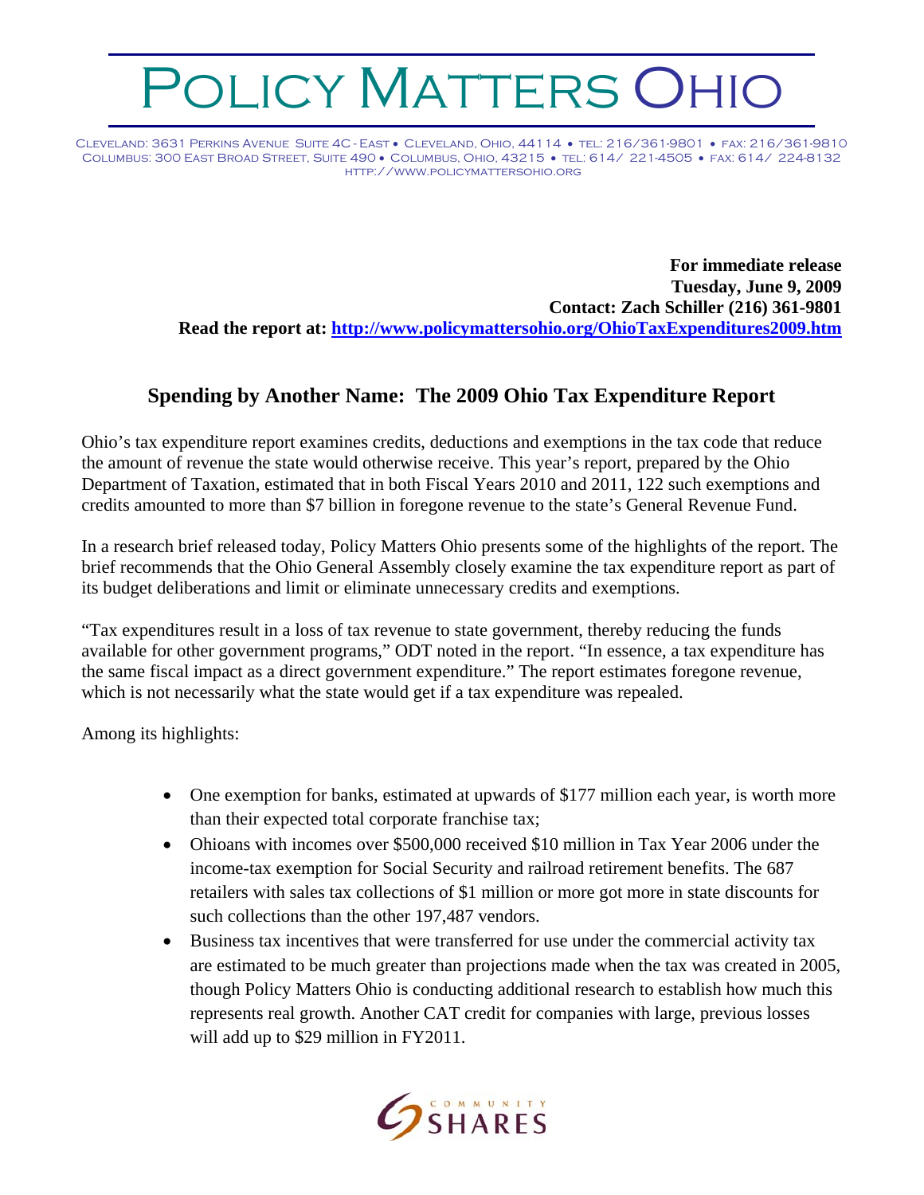# Policy Matters Ohio

Cleveland: 3631 Perkins Avenue Suite 4C - East • Cleveland, Ohio, 44114 • tel: 216/361-9801 • fax: 216/361-9810
Columbus: 300 East Broad Street, Suite 490 • Columbus, Ohio, 43215 • tel: 614/ 221-4505 • fax: 614/ 224-8132
http://www.policymattersohio.org

**For immediate release**
**Tuesday, June 9, 2009**
**Contact: Zach Schiller (216) 361-9801**
**Read the report at: http://www.policymattersohio.org/OhioTaxExpenditures2009.htm**

## Spending by Another Name: The 2009 Ohio Tax Expenditure Report

Ohio's tax expenditure report examines credits, deductions and exemptions in the tax code that reduce the amount of revenue the state would otherwise receive. This year's report, prepared by the Ohio Department of Taxation, estimated that in both Fiscal Years 2010 and 2011, 122 such exemptions and credits amounted to more than $7 billion in foregone revenue to the state's General Revenue Fund.

In a research brief released today, Policy Matters Ohio presents some of the highlights of the report. The brief recommends that the Ohio General Assembly closely examine the tax expenditure report as part of its budget deliberations and limit or eliminate unnecessary credits and exemptions.

"Tax expenditures result in a loss of tax revenue to state government, thereby reducing the funds available for other government programs," ODT noted in the report. "In essence, a tax expenditure has the same fiscal impact as a direct government expenditure." The report estimates foregone revenue, which is not necessarily what the state would get if a tax expenditure was repealed.

Among its highlights:

- One exemption for banks, estimated at upwards of $177 million each year, is worth more than their expected total corporate franchise tax;
- Ohioans with incomes over $500,000 received $10 million in Tax Year 2006 under the income-tax exemption for Social Security and railroad retirement benefits. The 687 retailers with sales tax collections of $1 million or more got more in state discounts for such collections than the other 197,487 vendors.
- Business tax incentives that were transferred for use under the commercial activity tax are estimated to be much greater than projections made when the tax was created in 2005, though Policy Matters Ohio is conducting additional research to establish how much this represents real growth. Another CAT credit for companies with large, previous losses will add up to $29 million in FY2011.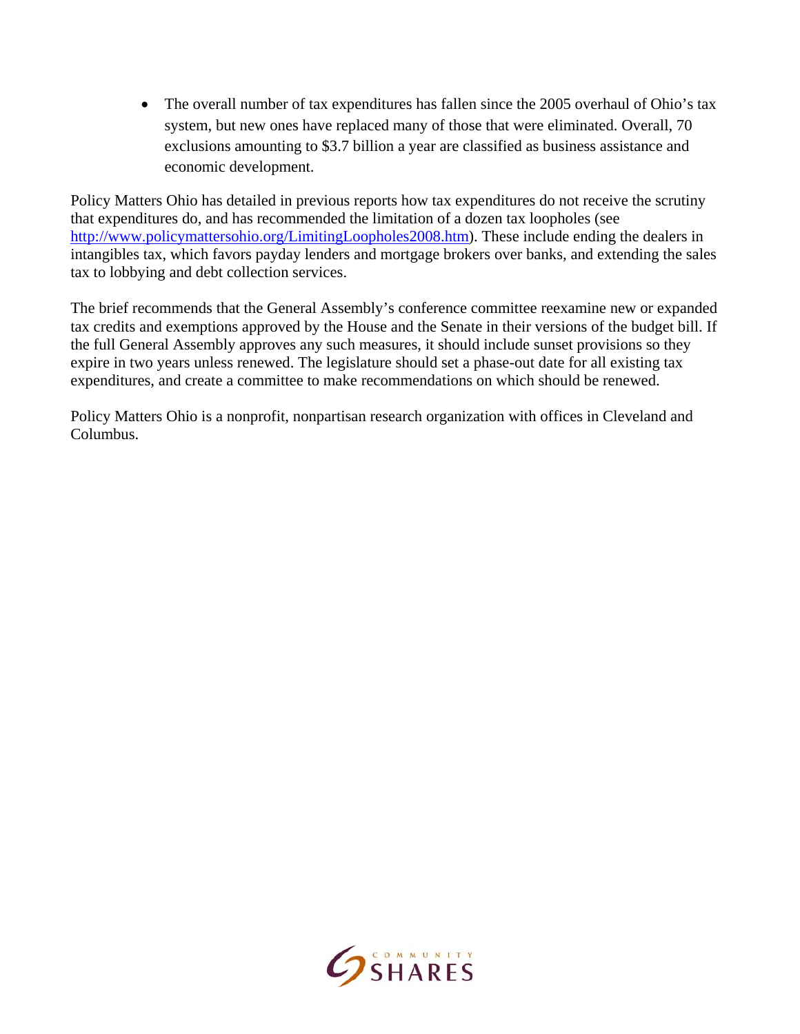- The overall number of tax expenditures has fallen since the 2005 overhaul of Ohio's tax system, but new ones have replaced many of those that were eliminated. Overall, 70 exclusions amounting to $3.7 billion a year are classified as business assistance and economic development.

Policy Matters Ohio has detailed in previous reports how tax expenditures do not receive the scrutiny that expenditures do, and has recommended the limitation of a dozen tax loopholes (see http://www.policymattersohio.org/LimitingLoopholes2008.htm). These include ending the dealers in intangibles tax, which favors payday lenders and mortgage brokers over banks, and extending the sales tax to lobbying and debt collection services.

The brief recommends that the General Assembly's conference committee reexamine new or expanded tax credits and exemptions approved by the House and the Senate in their versions of the budget bill. If the full General Assembly approves any such measures, it should include sunset provisions so they expire in two years unless renewed. The legislature should set a phase-out date for all existing tax expenditures, and create a committee to make recommendations on which should be renewed.

Policy Matters Ohio is a nonprofit, nonpartisan research organization with offices in Cleveland and Columbus.

COMMUNITY SHARES